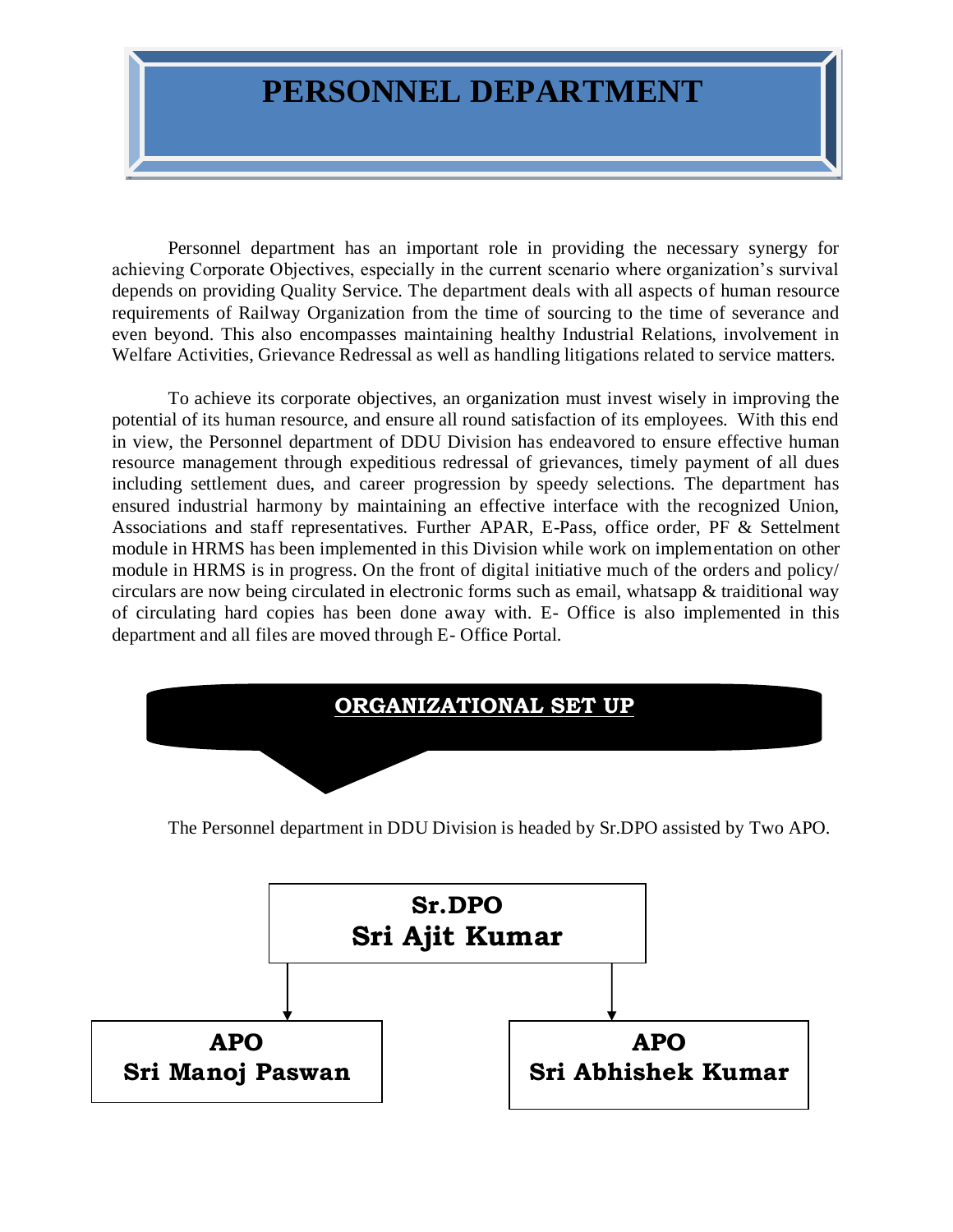# PERSONNEL DEPARTMENT

Personnel department has an important role in providing the necessary synergy for achieving Corporate Objectives, especially in the current scenario where organization's survival depends on providing Quality Service. The department deals with all aspects of human resource requirements of Railway Organization from the time of sourcing to the time of severance and even beyond. This also encompasses maintaining healthy Industrial Relations, involvement in Welfare Activities, Grievance Redressal as well as handling litigations related to service matters.

To achieve its corporate objectives, an organization must invest wisely in improving the potential of its human resource, and ensure all round satisfaction of its employees. With this end in view, the Personnel department of DDU Division has endeavored to ensure effective human resource management through expeditious redressal of grievances, timely payment of all dues including settlement dues, and career progression by speedy selections. The department has ensured industrial harmony by maintaining an effective interface with the recognized Union, Associations and staff representatives. Further APAR, E-Pass, office order, PF & Settelment module in HRMS has been implemented in this Division while work on implementation on other module in HRMS is in progress. On the front of digital initiative much of the orders and policy/ circulars are now being circulated in electronic forms such as email, whatsapp & traiditional way of circulating hard copies has been done away with. E- Office is also implemented in this department and all files are moved through E- Office Portal.

## ORGANIZATIONAL SET UP

The Personnel department in DDU Division is headed by Sr.DPO assisted by Two APO.

**Sr.DPO**
**Sri Ajit Kumar**

- **APO** – **Sri Manoj Paswan**
- **APO** – **Sri Abhishek Kumar**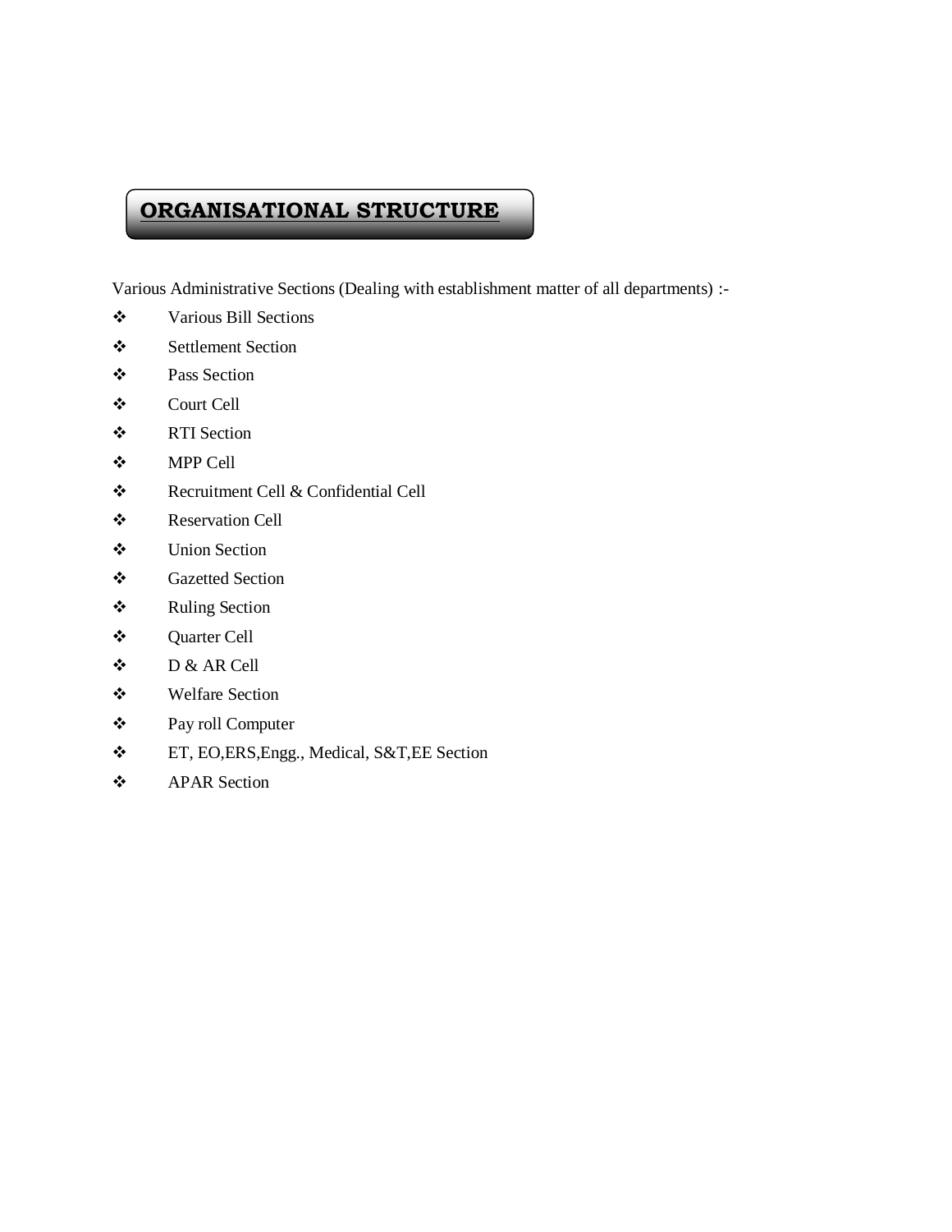## ORGANISATIONAL STRUCTURE

Various Administrative Sections (Dealing with establishment matter of all departments) :-

- Various Bill Sections
- Settlement Section
- Pass Section
- Court Cell
- RTI Section
- MPP Cell
- Recruitment Cell & Confidential Cell
- Reservation Cell
- Union Section
- Gazetted Section
- Ruling Section
- Quarter Cell
- D & AR Cell
- Welfare Section
- Pay roll Computer
- ET, EO,ERS,Engg., Medical, S&T,EE Section
- APAR Section